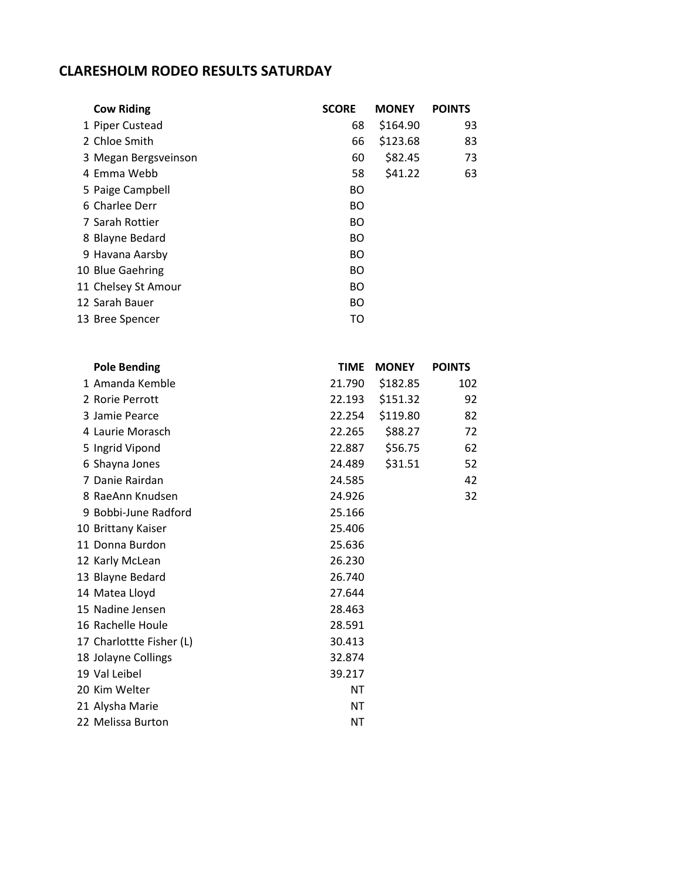# CLARESHOLM RODEO RESULTS SATURDAY

| | Cow Riding | SCORE | MONEY | POINTS |
|---|---|---|---|---|
| 1 | Piper Custead | 68 | $164.90 | 93 |
| 2 | Chloe Smith | 66 | $123.68 | 83 |
| 3 | Megan Bergsveinson | 60 | $82.45 | 73 |
| 4 | Emma Webb | 58 | $41.22 | 63 |
| 5 | Paige Campbell | BO | | |
| 6 | Charlee Derr | BO | | |
| 7 | Sarah Rottier | BO | | |
| 8 | Blayne Bedard | BO | | |
| 9 | Havana Aarsby | BO | | |
| 10 | Blue Gaehring | BO | | |
| 11 | Chelsey St Amour | BO | | |
| 12 | Sarah Bauer | BO | | |
| 13 | Bree Spencer | TO | | |

| | Pole Bending | TIME | MONEY | POINTS |
|---|---|---|---|---|
| 1 | Amanda Kemble | 21.790 | $182.85 | 102 |
| 2 | Rorie Perrott | 22.193 | $151.32 | 92 |
| 3 | Jamie Pearce | 22.254 | $119.80 | 82 |
| 4 | Laurie Morasch | 22.265 | $88.27 | 72 |
| 5 | Ingrid Vipond | 22.887 | $56.75 | 62 |
| 6 | Shayna Jones | 24.489 | $31.51 | 52 |
| 7 | Danie Rairdan | 24.585 | | 42 |
| 8 | RaeAnn Knudsen | 24.926 | | 32 |
| 9 | Bobbi-June Radford | 25.166 | | |
| 10 | Brittany Kaiser | 25.406 | | |
| 11 | Donna Burdon | 25.636 | | |
| 12 | Karly McLean | 26.230 | | |
| 13 | Blayne Bedard | 26.740 | | |
| 14 | Matea Lloyd | 27.644 | | |
| 15 | Nadine Jensen | 28.463 | | |
| 16 | Rachelle Houle | 28.591 | | |
| 17 | Charlottte Fisher (L) | 30.413 | | |
| 18 | Jolayne Collings | 32.874 | | |
| 19 | Val Leibel | 39.217 | | |
| 20 | Kim Welter | NT | | |
| 21 | Alysha Marie | NT | | |
| 22 | Melissa Burton | NT | | |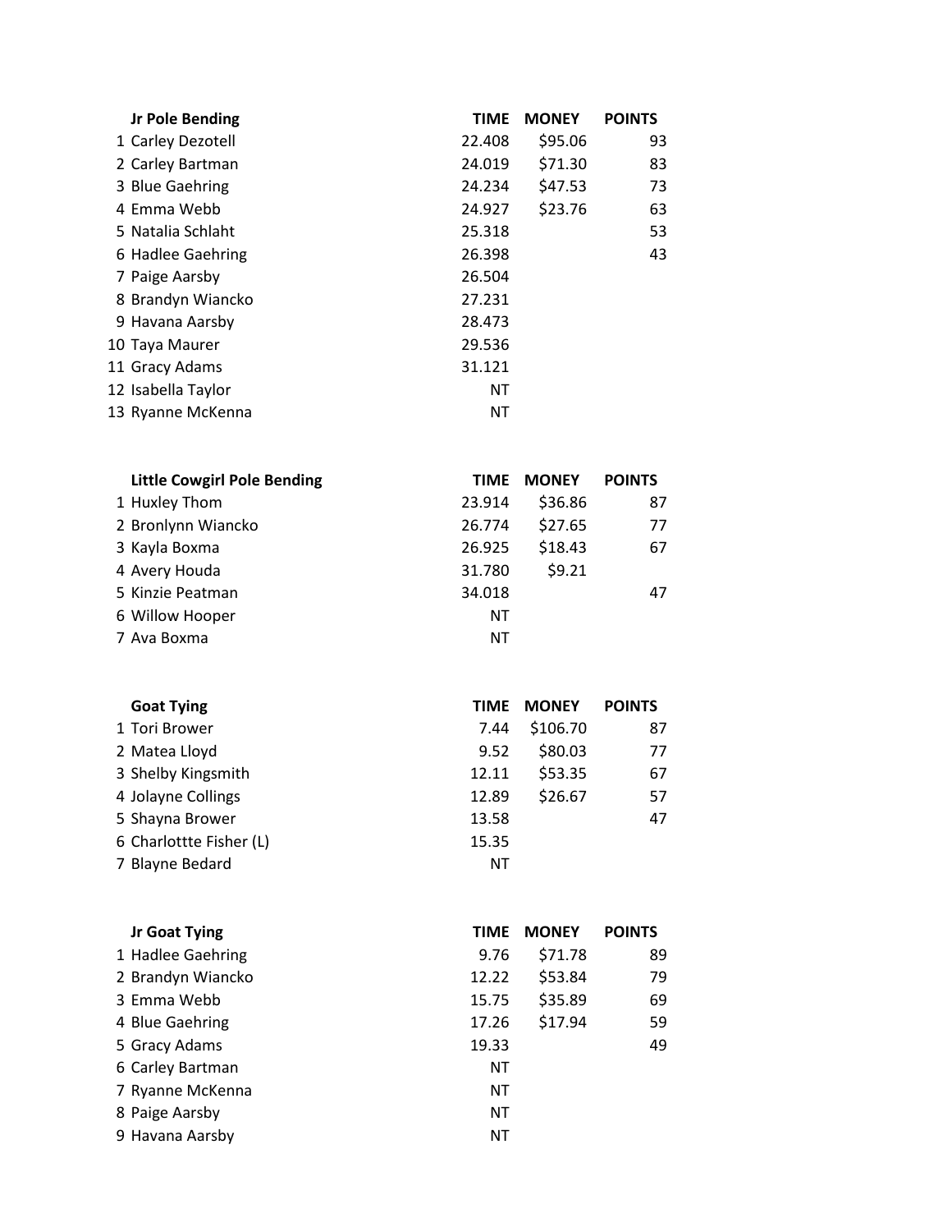| | Jr Pole Bending | TIME | MONEY | POINTS |
|---|---|---|---|---|
| 1 | Carley Dezotell | 22.408 | $95.06 | 93 |
| 2 | Carley Bartman | 24.019 | $71.30 | 83 |
| 3 | Blue Gaehring | 24.234 | $47.53 | 73 |
| 4 | Emma Webb | 24.927 | $23.76 | 63 |
| 5 | Natalia Schlaht | 25.318 | | 53 |
| 6 | Hadlee Gaehring | 26.398 | | 43 |
| 7 | Paige Aarsby | 26.504 | | |
| 8 | Brandyn Wiancko | 27.231 | | |
| 9 | Havana Aarsby | 28.473 | | |
| 10 | Taya Maurer | 29.536 | | |
| 11 | Gracy Adams | 31.121 | | |
| 12 | Isabella Taylor | NT | | |
| 13 | Ryanne McKenna | NT | | |

| | Little Cowgirl Pole Bending | TIME | MONEY | POINTS |
|---|---|---|---|---|
| 1 | Huxley Thom | 23.914 | $36.86 | 87 |
| 2 | Bronlynn Wiancko | 26.774 | $27.65 | 77 |
| 3 | Kayla Boxma | 26.925 | $18.43 | 67 |
| 4 | Avery Houda | 31.780 | $9.21 | |
| 5 | Kinzie Peatman | 34.018 | | 47 |
| 6 | Willow Hooper | NT | | |
| 7 | Ava Boxma | NT | | |

| | Goat Tying | TIME | MONEY | POINTS |
|---|---|---|---|---|
| 1 | Tori Brower | 7.44 | $106.70 | 87 |
| 2 | Matea Lloyd | 9.52 | $80.03 | 77 |
| 3 | Shelby Kingsmith | 12.11 | $53.35 | 67 |
| 4 | Jolayne Collings | 12.89 | $26.67 | 57 |
| 5 | Shayna Brower | 13.58 | | 47 |
| 6 | Charlottte Fisher (L) | 15.35 | | |
| 7 | Blayne Bedard | NT | | |

| | Jr Goat Tying | TIME | MONEY | POINTS |
|---|---|---|---|---|
| 1 | Hadlee Gaehring | 9.76 | $71.78 | 89 |
| 2 | Brandyn Wiancko | 12.22 | $53.84 | 79 |
| 3 | Emma Webb | 15.75 | $35.89 | 69 |
| 4 | Blue Gaehring | 17.26 | $17.94 | 59 |
| 5 | Gracy Adams | 19.33 | | 49 |
| 6 | Carley Bartman | NT | | |
| 7 | Ryanne McKenna | NT | | |
| 8 | Paige Aarsby | NT | | |
| 9 | Havana Aarsby | NT | | |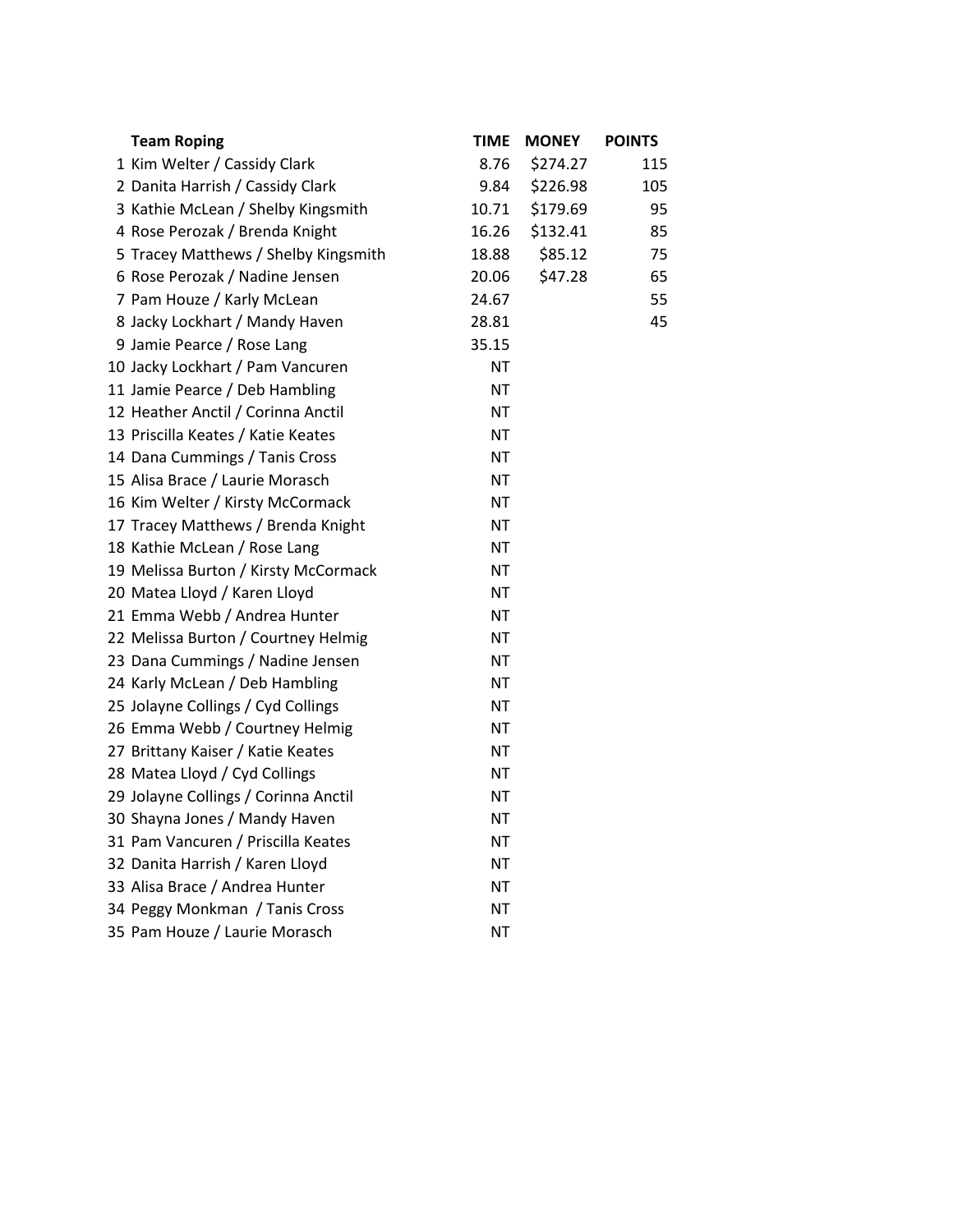| | Team Roping | TIME | MONEY | POINTS |
|---|---|---|---|---|
| 1 | Kim Welter / Cassidy Clark | 8.76 | $274.27 | 115 |
| 2 | Danita Harrish / Cassidy Clark | 9.84 | $226.98 | 105 |
| 3 | Kathie McLean / Shelby Kingsmith | 10.71 | $179.69 | 95 |
| 4 | Rose Perozak / Brenda Knight | 16.26 | $132.41 | 85 |
| 5 | Tracey Matthews / Shelby Kingsmith | 18.88 | $85.12 | 75 |
| 6 | Rose Perozak / Nadine Jensen | 20.06 | $47.28 | 65 |
| 7 | Pam Houze / Karly McLean | 24.67 | | 55 |
| 8 | Jacky Lockhart / Mandy Haven | 28.81 | | 45 |
| 9 | Jamie Pearce / Rose Lang | 35.15 | | |
| 10 | Jacky Lockhart / Pam Vancuren | NT | | |
| 11 | Jamie Pearce / Deb Hambling | NT | | |
| 12 | Heather Anctil / Corinna Anctil | NT | | |
| 13 | Priscilla Keates / Katie Keates | NT | | |
| 14 | Dana Cummings / Tanis Cross | NT | | |
| 15 | Alisa Brace / Laurie Morasch | NT | | |
| 16 | Kim Welter / Kirsty McCormack | NT | | |
| 17 | Tracey Matthews / Brenda Knight | NT | | |
| 18 | Kathie McLean / Rose Lang | NT | | |
| 19 | Melissa Burton / Kirsty McCormack | NT | | |
| 20 | Matea Lloyd / Karen Lloyd | NT | | |
| 21 | Emma Webb / Andrea Hunter | NT | | |
| 22 | Melissa Burton / Courtney Helmig | NT | | |
| 23 | Dana Cummings / Nadine Jensen | NT | | |
| 24 | Karly McLean / Deb Hambling | NT | | |
| 25 | Jolayne Collings / Cyd Collings | NT | | |
| 26 | Emma Webb / Courtney Helmig | NT | | |
| 27 | Brittany Kaiser / Katie Keates | NT | | |
| 28 | Matea Lloyd / Cyd Collings | NT | | |
| 29 | Jolayne Collings / Corinna Anctil | NT | | |
| 30 | Shayna Jones / Mandy Haven | NT | | |
| 31 | Pam Vancuren / Priscilla Keates | NT | | |
| 32 | Danita Harrish / Karen Lloyd | NT | | |
| 33 | Alisa Brace / Andrea Hunter | NT | | |
| 34 | Peggy Monkman / Tanis Cross | NT | | |
| 35 | Pam Houze / Laurie Morasch | NT | | |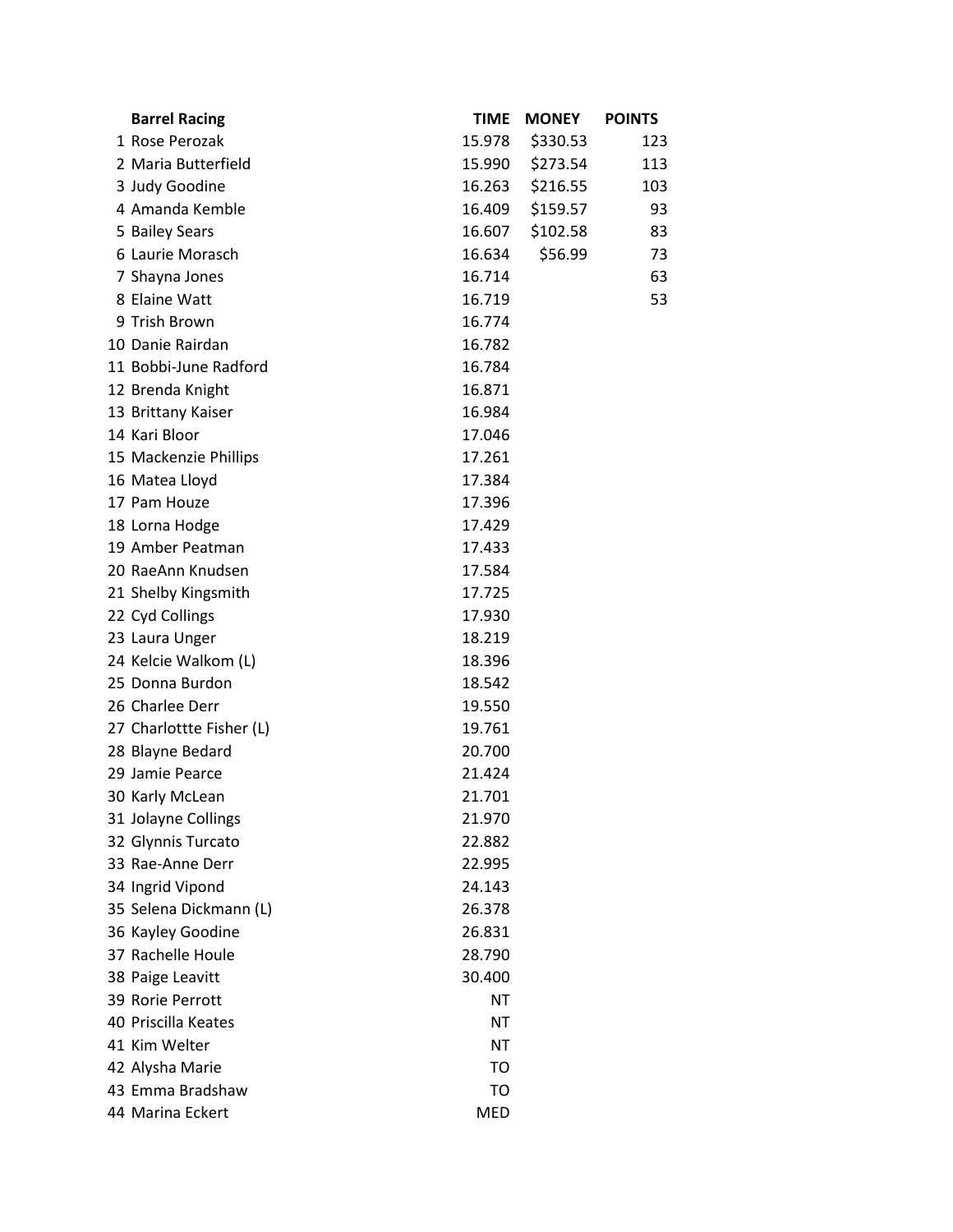| | Barrel Racing | TIME | MONEY | POINTS |
|---|---|---|---|---|
| 1 | Rose Perozak | 15.978 | $330.53 | 123 |
| 2 | Maria Butterfield | 15.990 | $273.54 | 113 |
| 3 | Judy Goodine | 16.263 | $216.55 | 103 |
| 4 | Amanda Kemble | 16.409 | $159.57 | 93 |
| 5 | Bailey Sears | 16.607 | $102.58 | 83 |
| 6 | Laurie Morasch | 16.634 | $56.99 | 73 |
| 7 | Shayna Jones | 16.714 | | 63 |
| 8 | Elaine Watt | 16.719 | | 53 |
| 9 | Trish Brown | 16.774 | | |
| 10 | Danie Rairdan | 16.782 | | |
| 11 | Bobbi-June Radford | 16.784 | | |
| 12 | Brenda Knight | 16.871 | | |
| 13 | Brittany Kaiser | 16.984 | | |
| 14 | Kari Bloor | 17.046 | | |
| 15 | Mackenzie Phillips | 17.261 | | |
| 16 | Matea Lloyd | 17.384 | | |
| 17 | Pam Houze | 17.396 | | |
| 18 | Lorna Hodge | 17.429 | | |
| 19 | Amber Peatman | 17.433 | | |
| 20 | RaeAnn Knudsen | 17.584 | | |
| 21 | Shelby Kingsmith | 17.725 | | |
| 22 | Cyd Collings | 17.930 | | |
| 23 | Laura Unger | 18.219 | | |
| 24 | Kelcie Walkom (L) | 18.396 | | |
| 25 | Donna Burdon | 18.542 | | |
| 26 | Charlee Derr | 19.550 | | |
| 27 | Charlottte Fisher (L) | 19.761 | | |
| 28 | Blayne Bedard | 20.700 | | |
| 29 | Jamie Pearce | 21.424 | | |
| 30 | Karly McLean | 21.701 | | |
| 31 | Jolayne Collings | 21.970 | | |
| 32 | Glynnis Turcato | 22.882 | | |
| 33 | Rae-Anne Derr | 22.995 | | |
| 34 | Ingrid Vipond | 24.143 | | |
| 35 | Selena Dickmann (L) | 26.378 | | |
| 36 | Kayley Goodine | 26.831 | | |
| 37 | Rachelle Houle | 28.790 | | |
| 38 | Paige Leavitt | 30.400 | | |
| 39 | Rorie Perrott | NT | | |
| 40 | Priscilla Keates | NT | | |
| 41 | Kim Welter | NT | | |
| 42 | Alysha Marie | TO | | |
| 43 | Emma Bradshaw | TO | | |
| 44 | Marina Eckert | MED | | |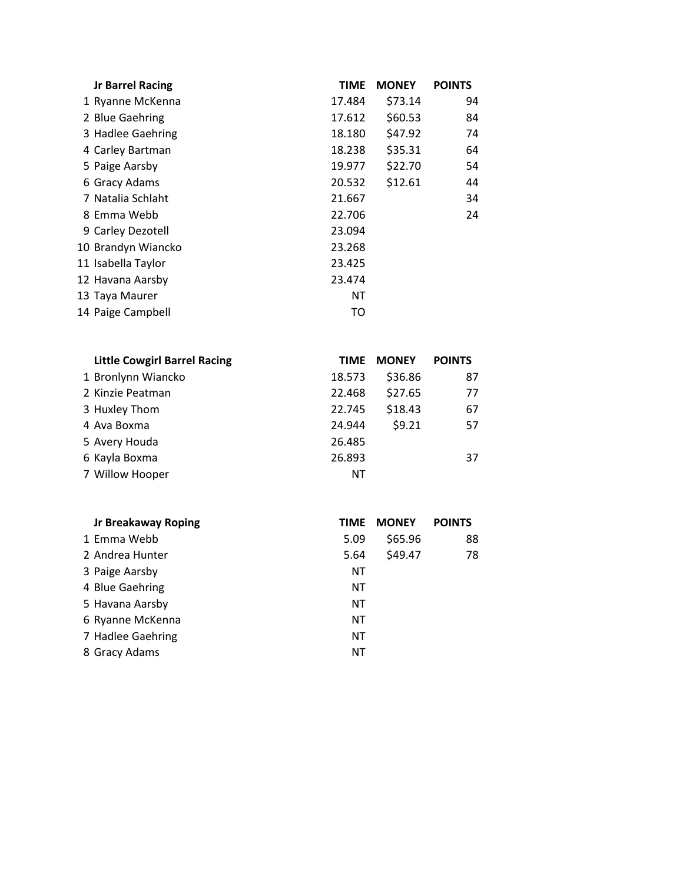| | Jr Barrel Racing | TIME | MONEY | POINTS |
|---|---|---|---|---|
| 1 | Ryanne McKenna | 17.484 | $73.14 | 94 |
| 2 | Blue Gaehring | 17.612 | $60.53 | 84 |
| 3 | Hadlee Gaehring | 18.180 | $47.92 | 74 |
| 4 | Carley Bartman | 18.238 | $35.31 | 64 |
| 5 | Paige Aarsby | 19.977 | $22.70 | 54 |
| 6 | Gracy Adams | 20.532 | $12.61 | 44 |
| 7 | Natalia Schlaht | 21.667 | | 34 |
| 8 | Emma Webb | 22.706 | | 24 |
| 9 | Carley Dezotell | 23.094 | | |
| 10 | Brandyn Wiancko | 23.268 | | |
| 11 | Isabella Taylor | 23.425 | | |
| 12 | Havana Aarsby | 23.474 | | |
| 13 | Taya Maurer | NT | | |
| 14 | Paige Campbell | TO | | |

| | Little Cowgirl Barrel Racing | TIME | MONEY | POINTS |
|---|---|---|---|---|
| 1 | Bronlynn Wiancko | 18.573 | $36.86 | 87 |
| 2 | Kinzie Peatman | 22.468 | $27.65 | 77 |
| 3 | Huxley Thom | 22.745 | $18.43 | 67 |
| 4 | Ava Boxma | 24.944 | $9.21 | 57 |
| 5 | Avery Houda | 26.485 | | |
| 6 | Kayla Boxma | 26.893 | | 37 |
| 7 | Willow Hooper | NT | | |

| | Jr Breakaway Roping | TIME | MONEY | POINTS |
|---|---|---|---|---|
| 1 | Emma Webb | 5.09 | $65.96 | 88 |
| 2 | Andrea Hunter | 5.64 | $49.47 | 78 |
| 3 | Paige Aarsby | NT | | |
| 4 | Blue Gaehring | NT | | |
| 5 | Havana Aarsby | NT | | |
| 6 | Ryanne McKenna | NT | | |
| 7 | Hadlee Gaehring | NT | | |
| 8 | Gracy Adams | NT | | |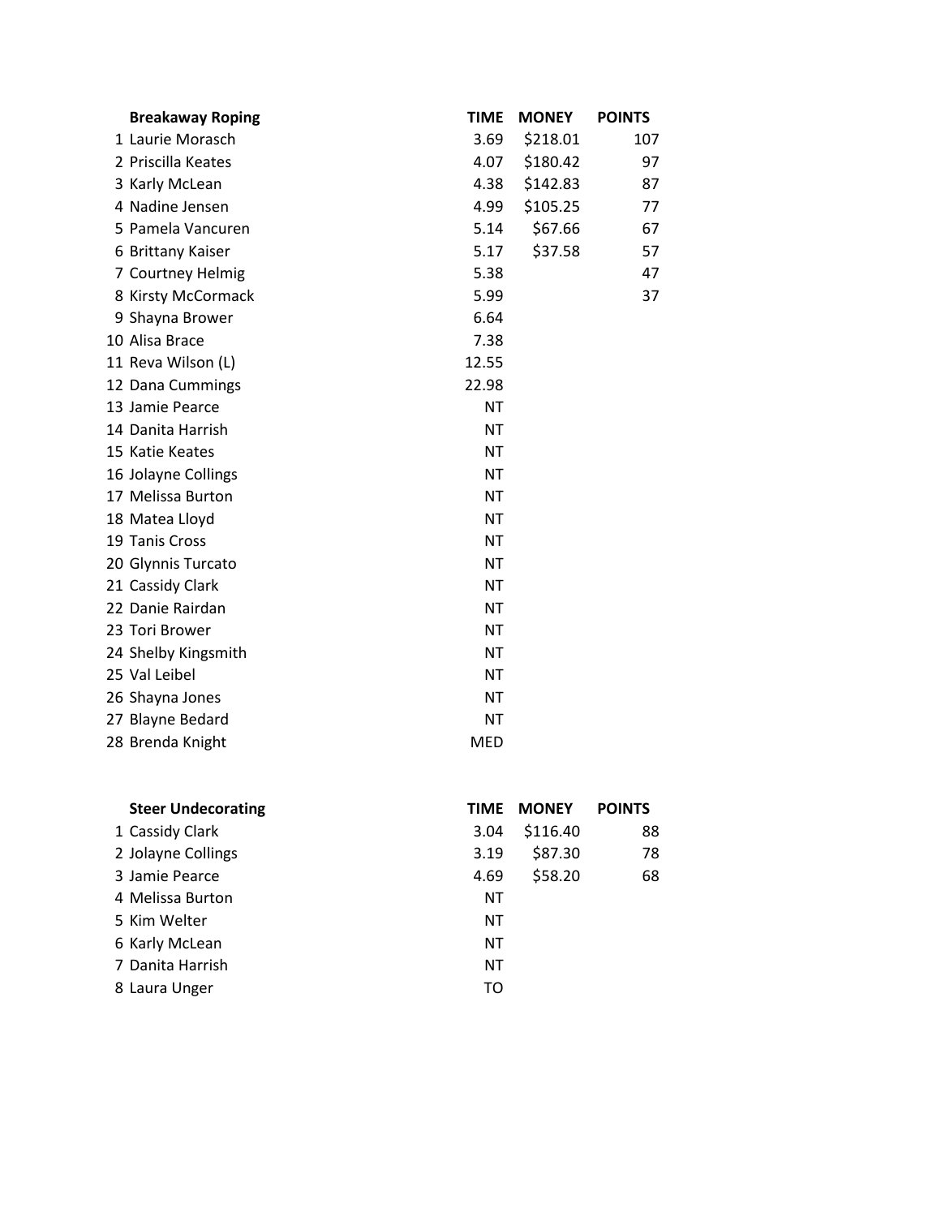| | Breakaway Roping | TIME | MONEY | POINTS |
|---|---|---|---|---|
| 1 | Laurie Morasch | 3.69 | $218.01 | 107 |
| 2 | Priscilla Keates | 4.07 | $180.42 | 97 |
| 3 | Karly McLean | 4.38 | $142.83 | 87 |
| 4 | Nadine Jensen | 4.99 | $105.25 | 77 |
| 5 | Pamela Vancuren | 5.14 | $67.66 | 67 |
| 6 | Brittany Kaiser | 5.17 | $37.58 | 57 |
| 7 | Courtney Helmig | 5.38 | | 47 |
| 8 | Kirsty McCormack | 5.99 | | 37 |
| 9 | Shayna Brower | 6.64 | | |
| 10 | Alisa Brace | 7.38 | | |
| 11 | Reva Wilson (L) | 12.55 | | |
| 12 | Dana Cummings | 22.98 | | |
| 13 | Jamie Pearce | NT | | |
| 14 | Danita Harrish | NT | | |
| 15 | Katie Keates | NT | | |
| 16 | Jolayne Collings | NT | | |
| 17 | Melissa Burton | NT | | |
| 18 | Matea Lloyd | NT | | |
| 19 | Tanis Cross | NT | | |
| 20 | Glynnis Turcato | NT | | |
| 21 | Cassidy Clark | NT | | |
| 22 | Danie Rairdan | NT | | |
| 23 | Tori Brower | NT | | |
| 24 | Shelby Kingsmith | NT | | |
| 25 | Val Leibel | NT | | |
| 26 | Shayna Jones | NT | | |
| 27 | Blayne Bedard | NT | | |
| 28 | Brenda Knight | MED | | |

| | Steer Undecorating | TIME | MONEY | POINTS |
|---|---|---|---|---|
| 1 | Cassidy Clark | 3.04 | $116.40 | 88 |
| 2 | Jolayne Collings | 3.19 | $87.30 | 78 |
| 3 | Jamie Pearce | 4.69 | $58.20 | 68 |
| 4 | Melissa Burton | NT | | |
| 5 | Kim Welter | NT | | |
| 6 | Karly McLean | NT | | |
| 7 | Danita Harrish | NT | | |
| 8 | Laura Unger | TO | | |